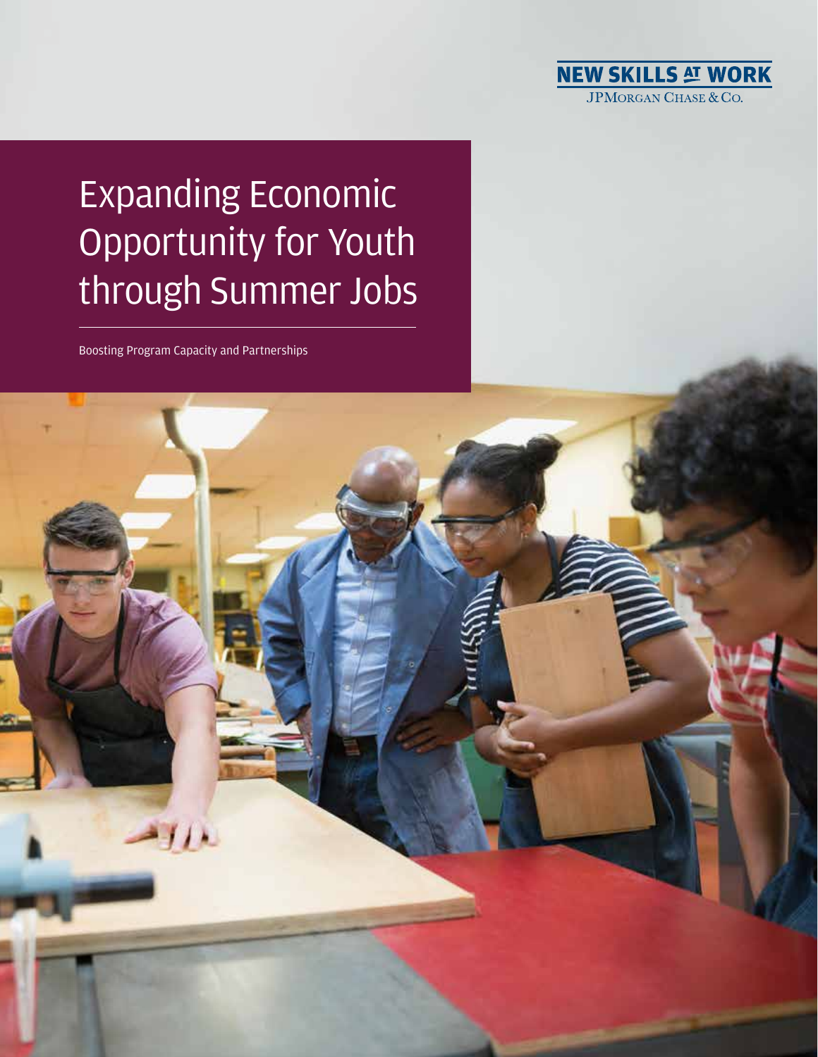NEW SKILLS AT WORK
JPMORGAN CHASE & CO.

# Expanding Economic Opportunity for Youth through Summer Jobs

Boosting Program Capacity and Partnerships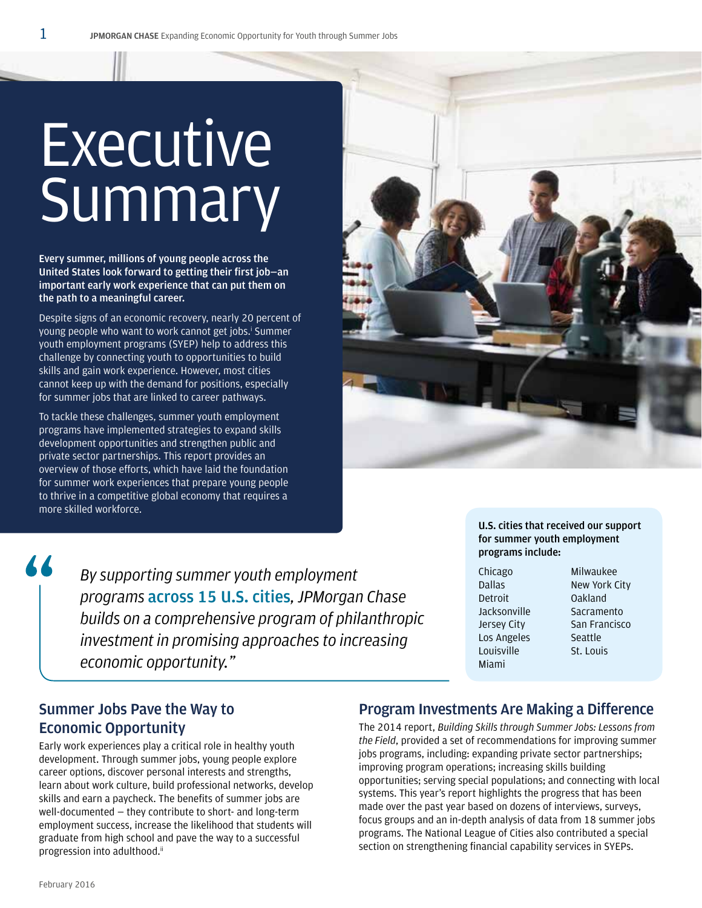# Executive Summary

**Every summer, millions of young people across the United States look forward to getting their first job—an important early work experience that can put them on the path to a meaningful career.**

Despite signs of an economic recovery, nearly 20 percent of young people who want to work cannot get jobs.[i] Summer youth employment programs (SYEP) help to address this challenge by connecting youth to opportunities to build skills and gain work experience. However, most cities cannot keep up with the demand for positions, especially for summer jobs that are linked to career pathways.

To tackle these challenges, summer youth employment programs have implemented strategies to expand skills development opportunities and strengthen public and private sector partnerships. This report provides an overview of those efforts, which have laid the foundation for summer work experiences that prepare young people to thrive in a competitive global economy that requires a more skilled workforce.

> *"By supporting summer youth employment programs* **across 15 U.S. cities***, JPMorgan Chase builds on a comprehensive program of philanthropic investment in promising approaches to increasing economic opportunity."*

**U.S. cities that received our support for summer youth employment programs include:**

- Chicago
- Dallas
- Detroit
- Jacksonville
- Jersey City
- Los Angeles
- Louisville
- Miami
- Milwaukee
- New York City
- Oakland
- Sacramento
- San Francisco
- Seattle
- St. Louis

## Summer Jobs Pave the Way to Economic Opportunity

Early work experiences play a critical role in healthy youth development. Through summer jobs, young people explore career options, discover personal interests and strengths, learn about work culture, build professional networks, develop skills and earn a paycheck. The benefits of summer jobs are well-documented — they contribute to short- and long-term employment success, increase the likelihood that students will graduate from high school and pave the way to a successful progression into adulthood.[ii]

## Program Investments Are Making a Difference

The 2014 report, *Building Skills through Summer Jobs: Lessons from the Field*, provided a set of recommendations for improving summer jobs programs, including: expanding private sector partnerships; improving program operations; increasing skills building opportunities; serving special populations; and connecting with local systems. This year's report highlights the progress that has been made over the past year based on dozens of interviews, surveys, focus groups and an in-depth analysis of data from 18 summer jobs programs. The National League of Cities also contributed a special section on strengthening financial capability services in SYEPs.

February 2016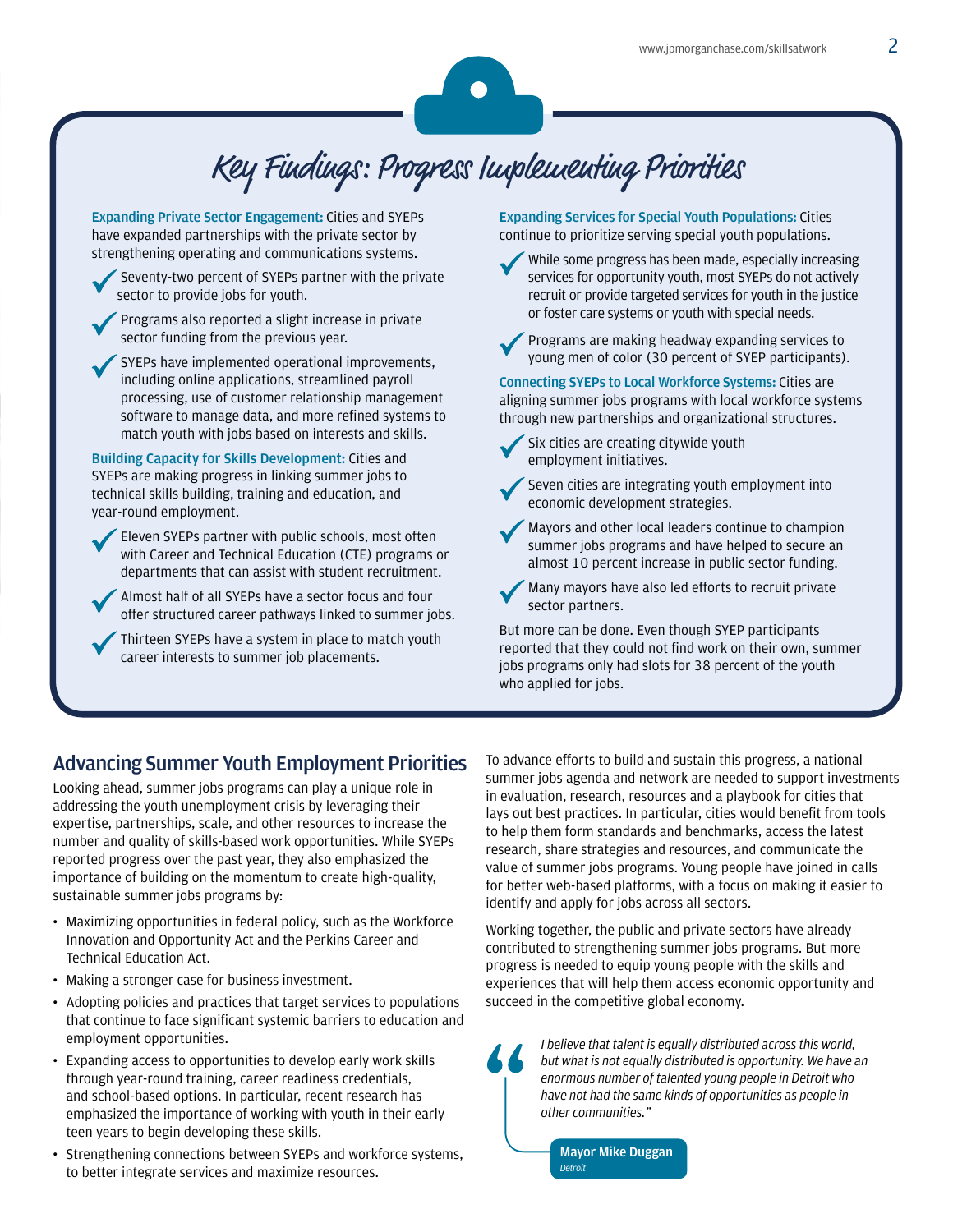## Key Findings: Progress Implementing Priorities

**Expanding Private Sector Engagement:** Cities and SYEPs have expanded partnerships with the private sector by strengthening operating and communications systems.

- Seventy-two percent of SYEPs partner with the private sector to provide jobs for youth.
- Programs also reported a slight increase in private sector funding from the previous year.
- SYEPs have implemented operational improvements, including online applications, streamlined payroll processing, use of customer relationship management software to manage data, and more refined systems to match youth with jobs based on interests and skills.

**Building Capacity for Skills Development:** Cities and SYEPs are making progress in linking summer jobs to technical skills building, training and education, and year-round employment.

- Eleven SYEPs partner with public schools, most often with Career and Technical Education (CTE) programs or departments that can assist with student recruitment.
- Almost half of all SYEPs have a sector focus and four offer structured career pathways linked to summer jobs.
- Thirteen SYEPs have a system in place to match youth career interests to summer job placements.

**Expanding Services for Special Youth Populations:** Cities continue to prioritize serving special youth populations.

- While some progress has been made, especially increasing services for opportunity youth, most SYEPs do not actively recruit or provide targeted services for youth in the justice or foster care systems or youth with special needs.
- Programs are making headway expanding services to young men of color (30 percent of SYEP participants).

**Connecting SYEPs to Local Workforce Systems:** Cities are aligning summer jobs programs with local workforce systems through new partnerships and organizational structures.

- Six cities are creating citywide youth employment initiatives.
- Seven cities are integrating youth employment into economic development strategies.
- Mayors and other local leaders continue to champion summer jobs programs and have helped to secure an almost 10 percent increase in public sector funding.
- Many mayors have also led efforts to recruit private sector partners.

But more can be done. Even though SYEP participants reported that they could not find work on their own, summer jobs programs only had slots for 38 percent of the youth who applied for jobs.

## Advancing Summer Youth Employment Priorities

Looking ahead, summer jobs programs can play a unique role in addressing the youth unemployment crisis by leveraging their expertise, partnerships, scale, and other resources to increase the number and quality of skills-based work opportunities. While SYEPs reported progress over the past year, they also emphasized the importance of building on the momentum to create high-quality, sustainable summer jobs programs by:

- Maximizing opportunities in federal policy, such as the Workforce Innovation and Opportunity Act and the Perkins Career and Technical Education Act.
- Making a stronger case for business investment.
- Adopting policies and practices that target services to populations that continue to face significant systemic barriers to education and employment opportunities.
- Expanding access to opportunities to develop early work skills through year-round training, career readiness credentials, and school-based options. In particular, recent research has emphasized the importance of working with youth in their early teen years to begin developing these skills.
- Strengthening connections between SYEPs and workforce systems, to better integrate services and maximize resources.

To advance efforts to build and sustain this progress, a national summer jobs agenda and network are needed to support investments in evaluation, research, resources and a playbook for cities that lays out best practices. In particular, cities would benefit from tools to help them form standards and benchmarks, access the latest research, share strategies and resources, and communicate the value of summer jobs programs. Young people have joined in calls for better web-based platforms, with a focus on making it easier to identify and apply for jobs across all sectors.

Working together, the public and private sectors have already contributed to strengthening summer jobs programs. But more progress is needed to equip young people with the skills and experiences that will help them access economic opportunity and succeed in the competitive global economy.

> *"I believe that talent is equally distributed across this world, but what is not equally distributed is opportunity. We have an enormous number of talented young people in Detroit who have not had the same kinds of opportunities as people in other communities."*
>
> **Mayor Mike Duggan**
> *Detroit*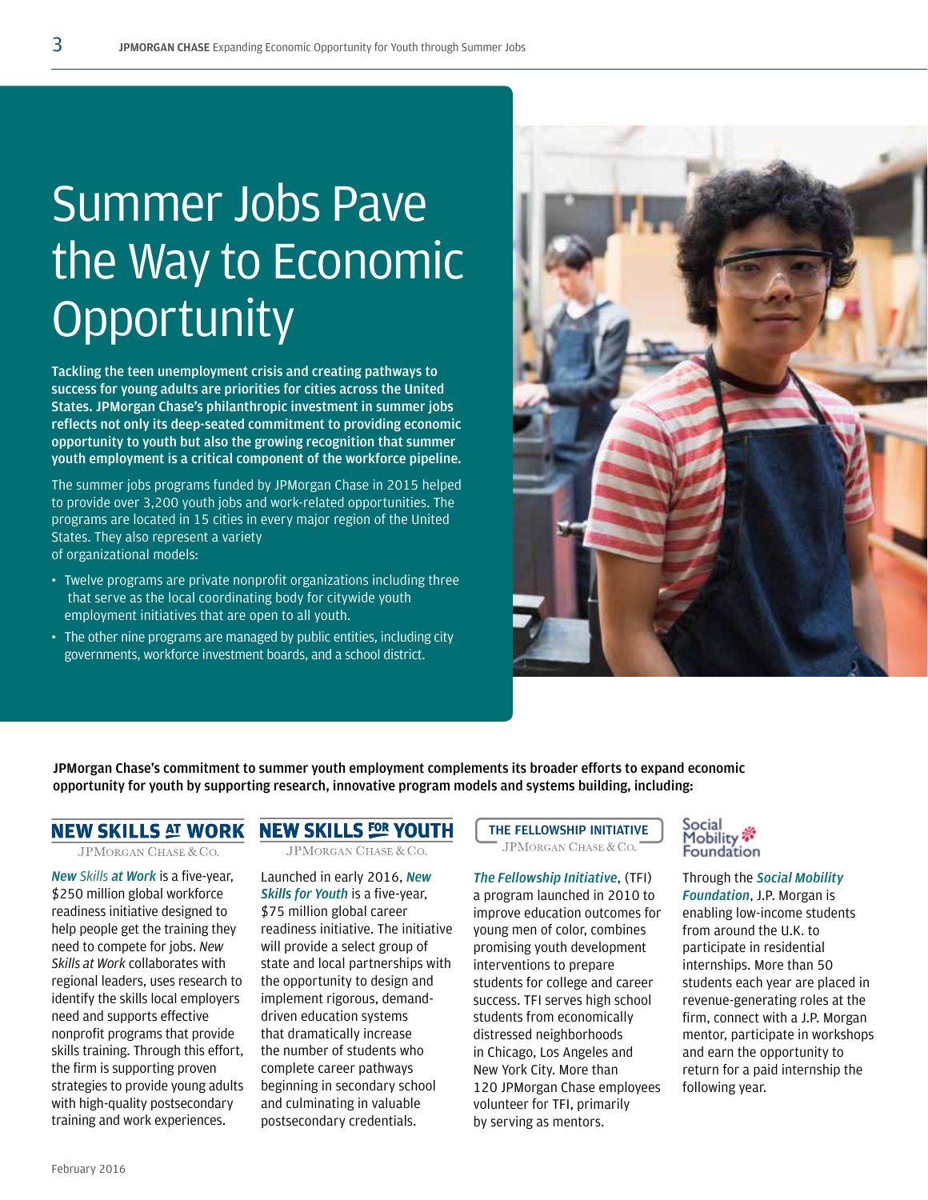// Summer Jobs Pave the Way to Economic Opportunity

# Summer Jobs Pave the Way to Economic Opportunity

**Tackling the teen unemployment crisis and creating pathways to success for young adults are priorities for cities across the United States. JPMorgan Chase's philanthropic investment in summer jobs reflects not only its deep-seated commitment to providing economic opportunity to youth but also the growing recognition that summer youth employment is a critical component of the workforce pipeline.**

The summer jobs programs funded by JPMorgan Chase in 2015 helped to provide over 3,200 youth jobs and work-related opportunities. The programs are located in 15 cities in every major region of the United States. They also represent a variety of organizational models:

- Twelve programs are private nonprofit organizations including three that serve as the local coordinating body for citywide youth employment initiatives that are open to all youth.
- The other nine programs are managed by public entities, including city governments, workforce investment boards, and a school district.

**JPMorgan Chase's commitment to summer youth employment complements its broader efforts to expand economic opportunity for youth by supporting research, innovative program models and systems building, including:**

### NEW SKILLS AT WORK
JPMorgan Chase & Co.

*New Skills at Work* is a five-year, $250 million global workforce readiness initiative designed to help people get the training they need to compete for jobs. *New Skills at Work* collaborates with regional leaders, uses research to identify the skills local employers need and supports effective nonprofit programs that provide skills training. Through this effort, the firm is supporting proven strategies to provide young adults with high-quality postsecondary training and work experiences.

### NEW SKILLS FOR YOUTH
JPMorgan Chase & Co.

Launched in early 2016, *New Skills for Youth* is a five-year, $75 million global career readiness initiative. The initiative will provide a select group of state and local partnerships with the opportunity to design and implement rigorous, demand-driven education systems that dramatically increase the number of students who complete career pathways beginning in secondary school and culminating in valuable postsecondary credentials.

### THE FELLOWSHIP INITIATIVE
JPMorgan Chase & Co.

*The Fellowship Initiative*, (TFI) a program launched in 2010 to improve education outcomes for young men of color, combines promising youth development interventions to prepare students for college and career success. TFI serves high school students from economically distressed neighborhoods in Chicago, Los Angeles and New York City. More than 120 JPMorgan Chase employees volunteer for TFI, primarily by serving as mentors.

### Social Mobility Foundation

Through the *Social Mobility Foundation*, J.P. Morgan is enabling low-income students from around the U.K. to participate in residential internships. More than 50 students each year are placed in revenue-generating roles at the firm, connect with a J.P. Morgan mentor, participate in workshops and earn the opportunity to return for a paid internship the following year.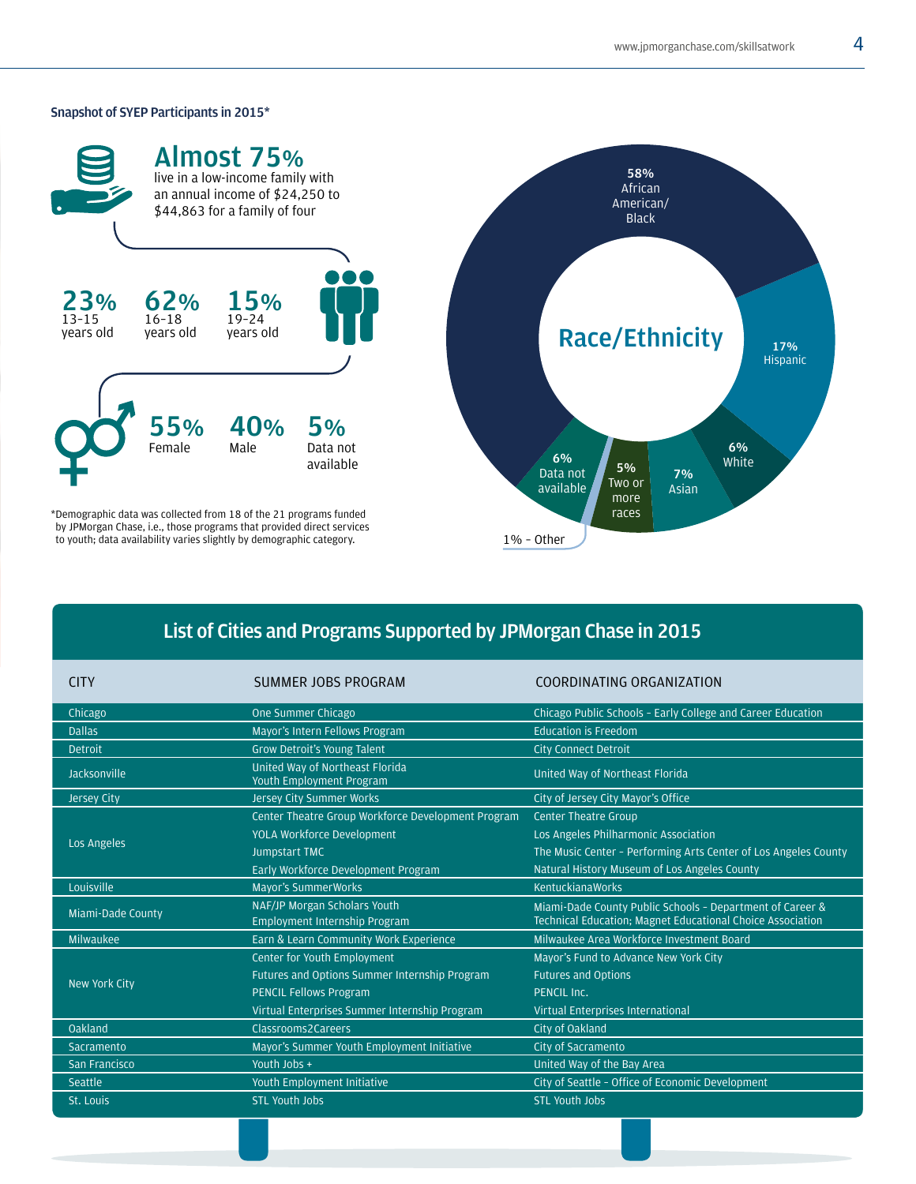### Snapshot of SYEP Participants in 2015*

**Almost 75%** live in a low-income family with an annual income of $24,250 to $44,863 for a family of four

**23%** 13-15 years old

**62%** 16-18 years old

**15%** 19-24 years old

**55%** Female

**40%** Male

**5%** Data not available

*Demographic data was collected from 18 of the 21 programs funded by JPMorgan Chase, i.e., those programs that provided direct services to youth; data availability varies slightly by demographic category.

**Race/Ethnicity**

- 58% African American/Black
- 17% Hispanic
- 6% White
- 7% Asian
- 5% Two or more races
- 6% Data not available
- 1% - Other

## List of Cities and Programs Supported by JPMorgan Chase in 2015

| CITY | SUMMER JOBS PROGRAM | COORDINATING ORGANIZATION |
|---|---|---|
| Chicago | One Summer Chicago | Chicago Public Schools - Early College and Career Education |
| Dallas | Mayor's Intern Fellows Program | Education is Freedom |
| Detroit | Grow Detroit's Young Talent | City Connect Detroit |
| Jacksonville | United Way of Northeast Florida Youth Employment Program | United Way of Northeast Florida |
| Jersey City | Jersey City Summer Works | City of Jersey City Mayor's Office |
| Los Angeles | Center Theatre Group Workforce Development Program | Center Theatre Group |
| | YOLA Workforce Development | Los Angeles Philharmonic Association |
| | Jumpstart TMC | The Music Center - Performing Arts Center of Los Angeles County |
| | Early Workforce Development Program | Natural History Museum of Los Angeles County |
| Louisville | Mayor's SummerWorks | KentuckianaWorks |
| Miami-Dade County | NAF/JP Morgan Scholars Youth Employment Internship Program | Miami-Dade County Public Schools - Department of Career & Technical Education; Magnet Educational Choice Association |
| Milwaukee | Earn & Learn Community Work Experience | Milwaukee Area Workforce Investment Board |
| New York City | Center for Youth Employment | Mayor's Fund to Advance New York City |
| | Futures and Options Summer Internship Program | Futures and Options |
| | PENCIL Fellows Program | PENCIL Inc. |
| | Virtual Enterprises Summer Internship Program | Virtual Enterprises International |
| Oakland | Classrooms2Careers | City of Oakland |
| Sacramento | Mayor's Summer Youth Employment Initiative | City of Sacramento |
| San Francisco | Youth Jobs + | United Way of the Bay Area |
| Seattle | Youth Employment Initiative | City of Seattle - Office of Economic Development |
| St. Louis | STL Youth Jobs | STL Youth Jobs |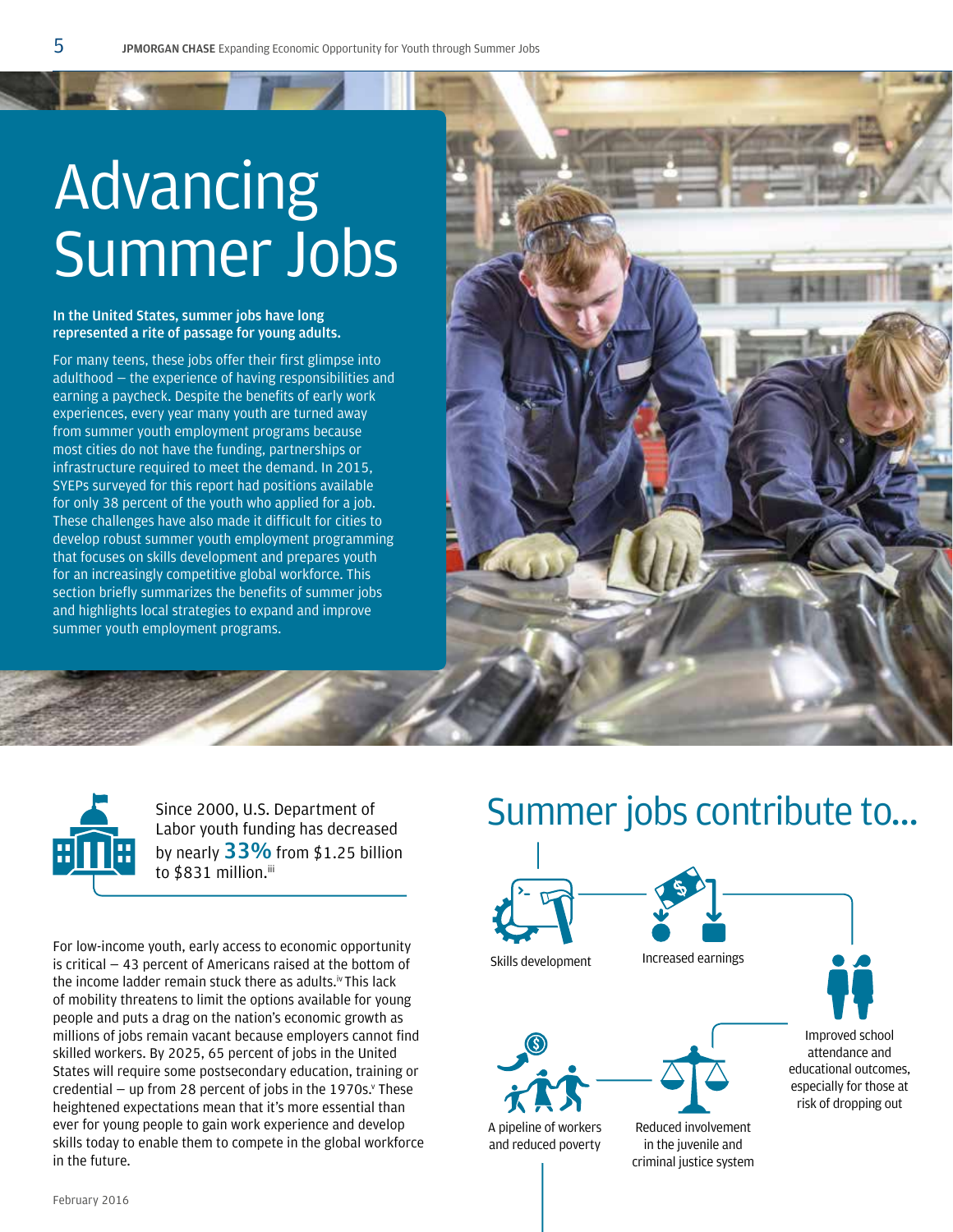# Advancing Summer Jobs

**In the United States, summer jobs have long represented a rite of passage for young adults.**

For many teens, these jobs offer their first glimpse into adulthood – the experience of having responsibilities and earning a paycheck. Despite the benefits of early work experiences, every year many youth are turned away from summer youth employment programs because most cities do not have the funding, partnerships or infrastructure required to meet the demand. In 2015, SYEPs surveyed for this report had positions available for only 38 percent of the youth who applied for a job. These challenges have also made it difficult for cities to develop robust summer youth employment programming that focuses on skills development and prepares youth for an increasingly competitive global workforce. This section briefly summarizes the benefits of summer jobs and highlights local strategies to expand and improve summer youth employment programs.

Since 2000, U.S. Department of Labor youth funding has decreased by nearly **33%** from $1.25 billion to $831 million.[iii]

For low-income youth, early access to economic opportunity is critical – 43 percent of Americans raised at the bottom of the income ladder remain stuck there as adults.[iv] This lack of mobility threatens to limit the options available for young people and puts a drag on the nation's economic growth as millions of jobs remain vacant because employers cannot find skilled workers. By 2025, 65 percent of jobs in the United States will require some postsecondary education, training or credential – up from 28 percent of jobs in the 1970s.[v] These heightened expectations mean that it's more essential than ever for young people to gain work experience and develop skills today to enable them to compete in the global workforce in the future.

## Summer jobs contribute to...

- Skills development
- Increased earnings
- Improved school attendance and educational outcomes, especially for those at risk of dropping out
- Reduced involvement in the juvenile and criminal justice system
- A pipeline of workers and reduced poverty

February 2016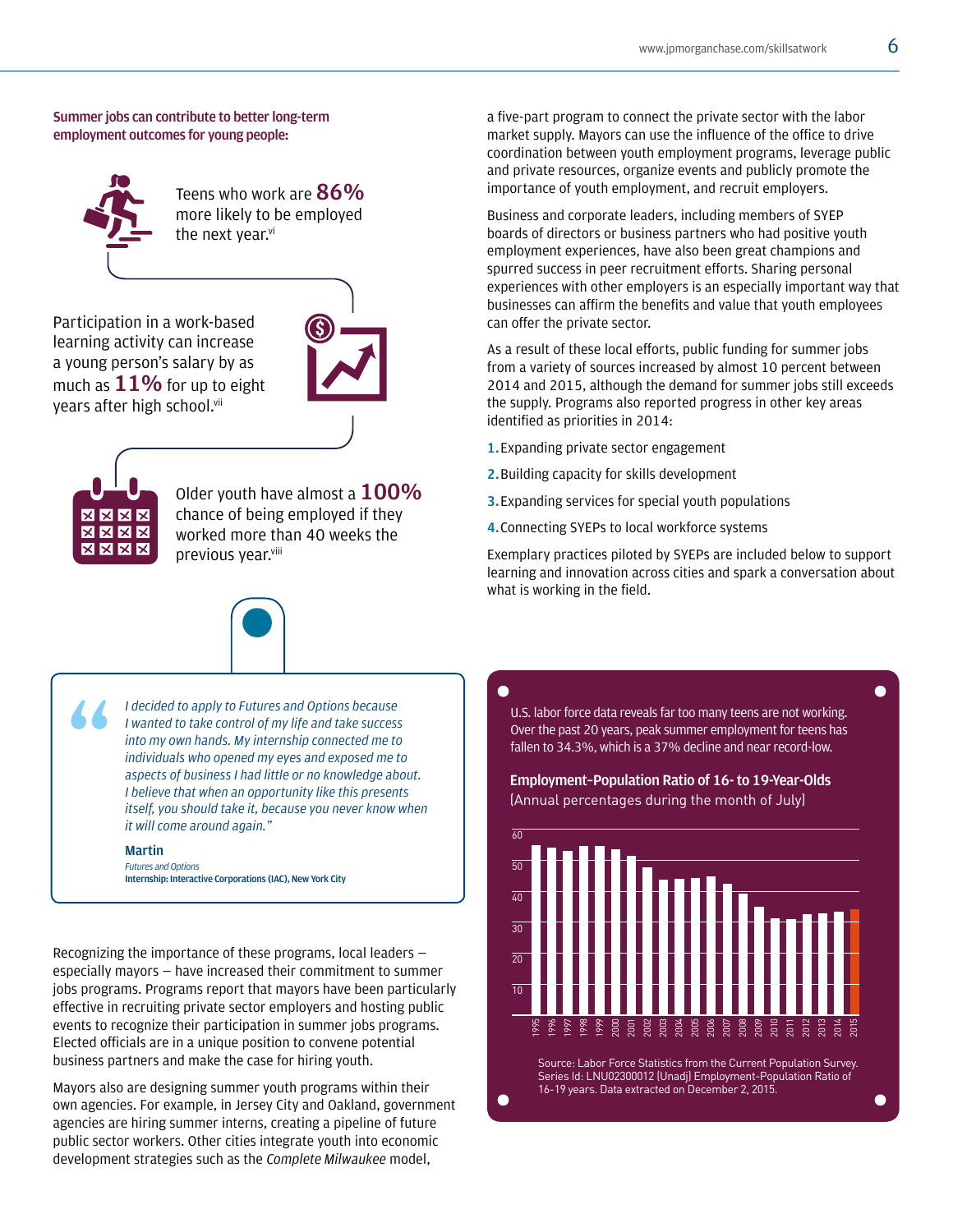**Summer jobs can contribute to better long-term employment outcomes for young people:**

Teens who work are **86%** more likely to be employed the next year.[vi]

Participation in a work-based learning activity can increase a young person's salary by as much as **11%** for up to eight years after high school.[vii]

Older youth have almost a **100%** chance of being employed if they worked more than 40 weeks the previous year.[viii]

> *I decided to apply to Futures and Options because I wanted to take control of my life and take success into my own hands. My internship connected me to individuals who opened my eyes and exposed me to aspects of business I had little or no knowledge about. I believe that when an opportunity like this presents itself, you should take it, because you never know when it will come around again."*
>
> **Martin**
> *Futures and Options*
> **Internship: Interactive Corporations (IAC), New York City**

Recognizing the importance of these programs, local leaders — especially mayors — have increased their commitment to summer jobs programs. Programs report that mayors have been particularly effective in recruiting private sector employers and hosting public events to recognize their participation in summer jobs programs. Elected officials are in a unique position to convene potential business partners and make the case for hiring youth.

Mayors also are designing summer youth programs within their own agencies. For example, in Jersey City and Oakland, government agencies are hiring summer interns, creating a pipeline of future public sector workers. Other cities integrate youth into economic development strategies such as the *Complete Milwaukee* model, a five-part program to connect the private sector with the labor market supply. Mayors can use the influence of the office to drive coordination between youth employment programs, leverage public and private resources, organize events and publicly promote the importance of youth employment, and recruit employers.

Business and corporate leaders, including members of SYEP boards of directors or business partners who had positive youth employment experiences, have also been great champions and spurred success in peer recruitment efforts. Sharing personal experiences with other employers is an especially important way that businesses can affirm the benefits and value that youth employees can offer the private sector.

As a result of these local efforts, public funding for summer jobs from a variety of sources increased by almost 10 percent between 2014 and 2015, although the demand for summer jobs still exceeds the supply. Programs also reported progress in other key areas identified as priorities in 2014:

1. Expanding private sector engagement
2. Building capacity for skills development
3. Expanding services for special youth populations
4. Connecting SYEPs to local workforce systems

Exemplary practices piloted by SYEPs are included below to support learning and innovation across cities and spark a conversation about what is working in the field.

U.S. labor force data reveals far too many teens are not working. Over the past 20 years, peak summer employment for teens has fallen to 34.3%, which is a 37% decline and near record-low.

**Employment-Population Ratio of 16- to 19-Year-Olds**
(Annual percentages during the month of July)

Source: Labor Force Statistics from the Current Population Survey. Series Id: LNU02300012 (Unadj) Employment-Population Ratio of 16-19 years. Data extracted on December 2, 2015.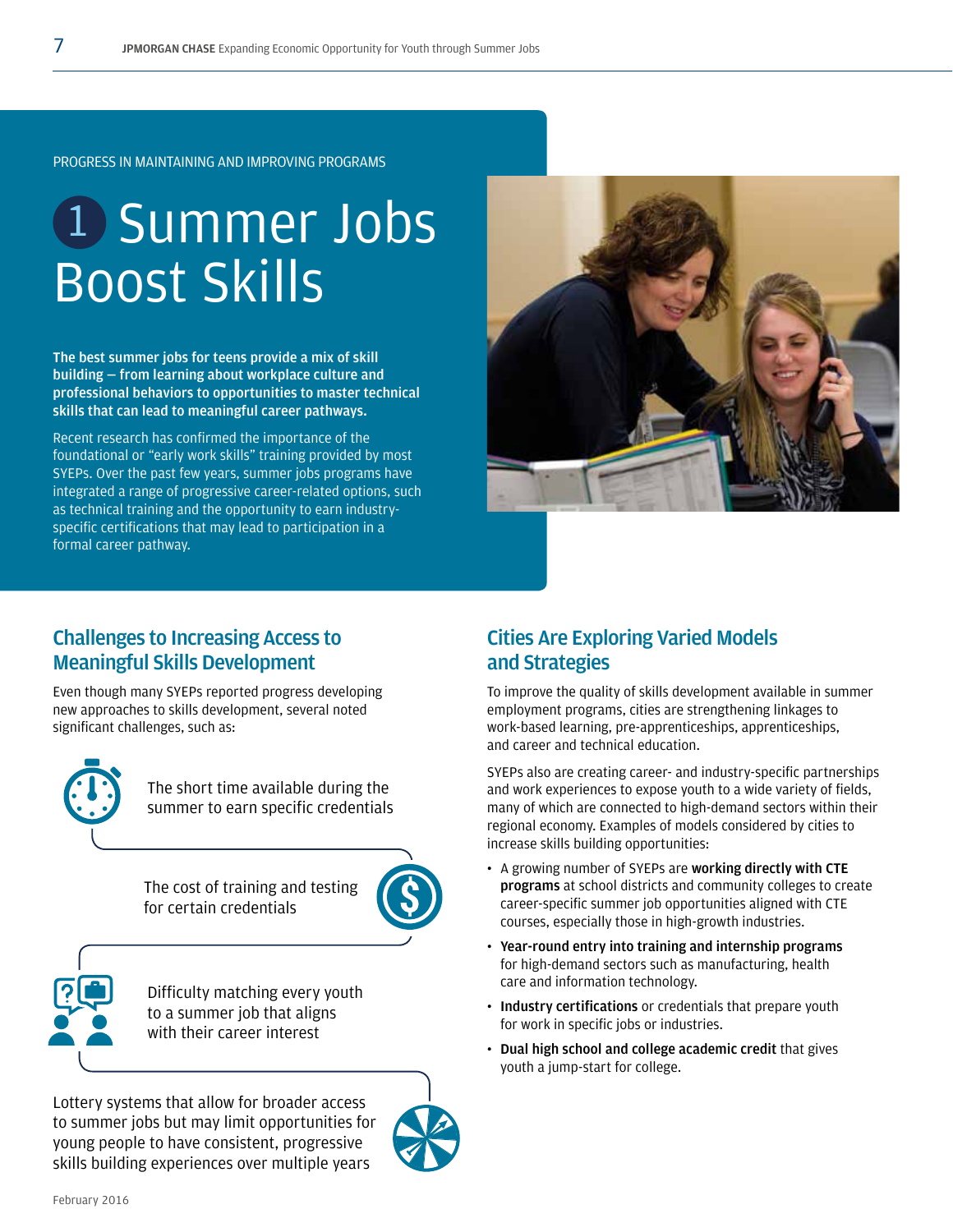PROGRESS IN MAINTAINING AND IMPROVING PROGRAMS

# 1 Summer Jobs Boost Skills

**The best summer jobs for teens provide a mix of skill building — from learning about workplace culture and professional behaviors to opportunities to master technical skills that can lead to meaningful career pathways.**

Recent research has confirmed the importance of the foundational or "early work skills" training provided by most SYEPs. Over the past few years, summer jobs programs have integrated a range of progressive career-related options, such as technical training and the opportunity to earn industry-specific certifications that may lead to participation in a formal career pathway.

## Challenges to Increasing Access to Meaningful Skills Development

Even though many SYEPs reported progress developing new approaches to skills development, several noted significant challenges, such as:

- The short time available during the summer to earn specific credentials
- The cost of training and testing for certain credentials
- Difficulty matching every youth to a summer job that aligns with their career interest
- Lottery systems that allow for broader access to summer jobs but may limit opportunities for young people to have consistent, progressive skills building experiences over multiple years

## Cities Are Exploring Varied Models and Strategies

To improve the quality of skills development available in summer employment programs, cities are strengthening linkages to work-based learning, pre-apprenticeships, apprenticeships, and career and technical education.

SYEPs also are creating career- and industry-specific partnerships and work experiences to expose youth to a wide variety of fields, many of which are connected to high-demand sectors within their regional economy. Examples of models considered by cities to increase skills building opportunities:

- A growing number of SYEPs are **working directly with CTE programs** at school districts and community colleges to create career-specific summer job opportunities aligned with CTE courses, especially those in high-growth industries.
- **Year-round entry into training and internship programs** for high-demand sectors such as manufacturing, health care and information technology.
- **Industry certifications** or credentials that prepare youth for work in specific jobs or industries.
- **Dual high school and college academic credit** that gives youth a jump-start for college.

February 2016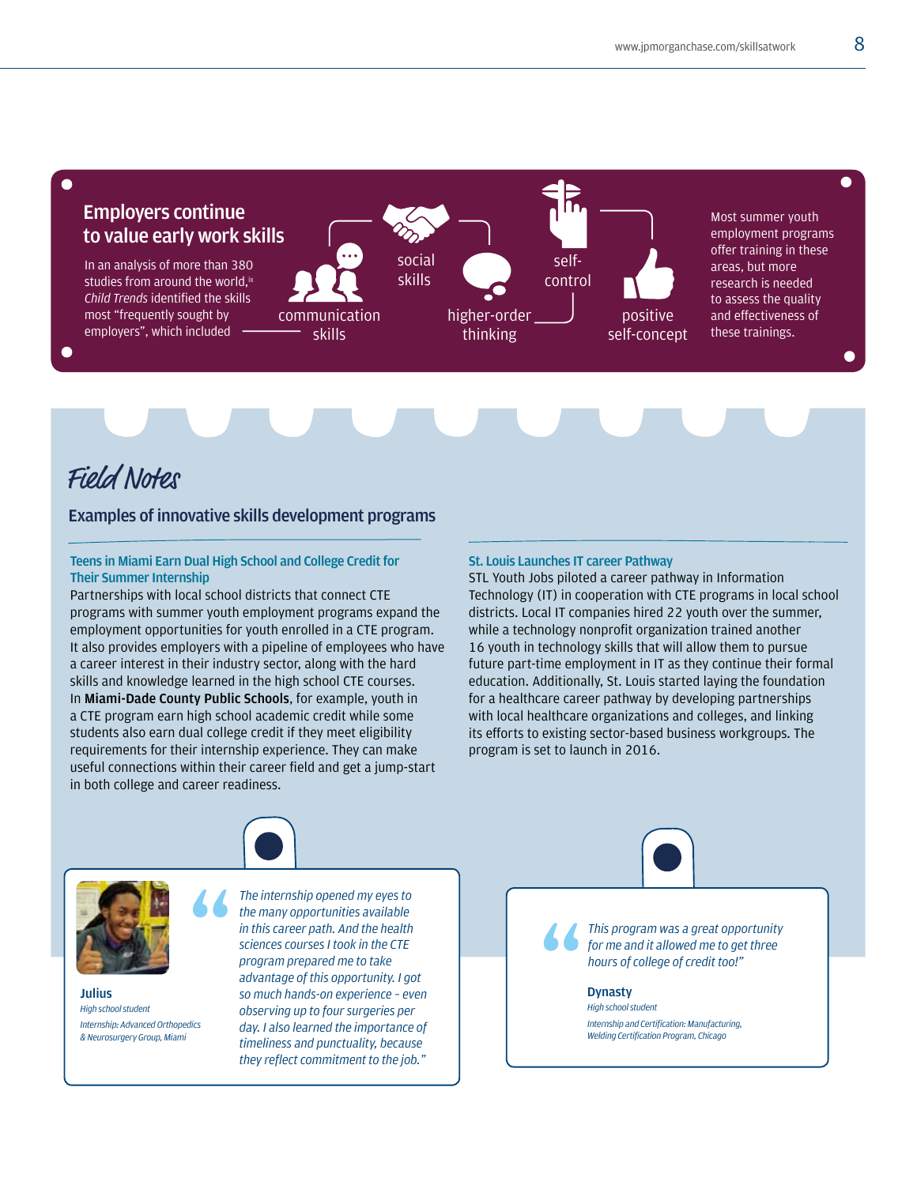## Employers continue to value early work skills

In an analysis of more than 380 studies from around the world,[ix] *Child Trends* identified the skills most "frequently sought by employers", which included

- communication skills
- social skills
- higher-order thinking
- self-control
- positive self-concept

Most summer youth employment programs offer training in these areas, but more research is needed to assess the quality and effectiveness of these trainings.

# Field Notes

## Examples of innovative skills development programs

### Teens in Miami Earn Dual High School and College Credit for Their Summer Internship

Partnerships with local school districts that connect CTE programs with summer youth employment programs expand the employment opportunities for youth enrolled in a CTE program. It also provides employers with a pipeline of employees who have a career interest in their industry sector, along with the hard skills and knowledge learned in the high school CTE courses. In **Miami-Dade County Public Schools**, for example, youth in a CTE program earn high school academic credit while some students also earn dual college credit if they meet eligibility requirements for their internship experience. They can make useful connections within their career field and get a jump-start in both college and career readiness.

### St. Louis Launches IT career Pathway

STL Youth Jobs piloted a career pathway in Information Technology (IT) in cooperation with CTE programs in local school districts. Local IT companies hired 22 youth over the summer, while a technology nonprofit organization trained another 16 youth in technology skills that will allow them to pursue future part-time employment in IT as they continue their formal education. Additionally, St. Louis started laying the foundation for a healthcare career pathway by developing partnerships with local healthcare organizations and colleges, and linking its efforts to existing sector-based business workgroups. The program is set to launch in 2016.

> *The internship opened my eyes to the many opportunities available in this career path. And the health sciences courses I took in the CTE program prepared me to take advantage of this opportunity. I got so much hands-on experience – even observing up to four surgeries per day. I also learned the importance of timeliness and punctuality, because they reflect commitment to the job."*

**Julius**
*High school student*
*Internship: Advanced Orthopedics & Neurosurgery Group, Miami*

> *This program was a great opportunity for me and it allowed me to get three hours of college of credit too!"*

**Dynasty**
*High school student*
*Internship and Certification: Manufacturing, Welding Certification Program, Chicago*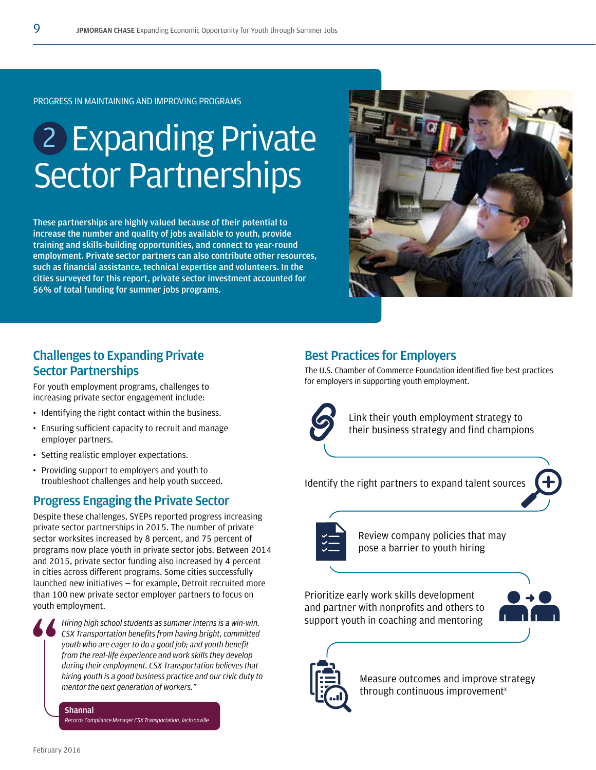PROGRESS IN MAINTAINING AND IMPROVING PROGRAMS

# 2 Expanding Private Sector Partnerships

**These partnerships are highly valued because of their potential to increase the number and quality of jobs available to youth, provide training and skills-building opportunities, and connect to year-round employment. Private sector partners can also contribute other resources, such as financial assistance, technical expertise and volunteers. In the cities surveyed for this report, private sector investment accounted for 56% of total funding for summer jobs programs.**

## Challenges to Expanding Private Sector Partnerships

For youth employment programs, challenges to increasing private sector engagement include:

- Identifying the right contact within the business.
- Ensuring sufficient capacity to recruit and manage employer partners.
- Setting realistic employer expectations.
- Providing support to employers and youth to troubleshoot challenges and help youth succeed.

## Progress Engaging the Private Sector

Despite these challenges, SYEPs reported progress increasing private sector partnerships in 2015. The number of private sector worksites increased by 8 percent, and 75 percent of programs now place youth in private sector jobs. Between 2014 and 2015, private sector funding also increased by 4 percent in cities across different programs. Some cities successfully launched new initiatives – for example, Detroit recruited more than 100 new private sector employer partners to focus on youth employment.

> *Hiring high school students as summer interns is a win-win. CSX Transportation benefits from having bright, committed youth who are eager to do a good job; and youth benefit from the real-life experience and work skills they develop during their employment. CSX Transportation believes that hiring youth is a good business practice and our civic duty to mentor the next generation of workers."*
>
> **Shannal**
> *Records Compliance Manager CSX Transportation, Jacksonville*

## Best Practices for Employers

The U.S. Chamber of Commerce Foundation identified five best practices for employers in supporting youth employment.

- Link their youth employment strategy to their business strategy and find champions
- Identify the right partners to expand talent sources
- Review company policies that may pose a barrier to youth hiring
- Prioritize early work skills development and partner with nonprofits and others to support youth in coaching and mentoring
- Measure outcomes and improve strategy through continuous improvement[x]

February 2016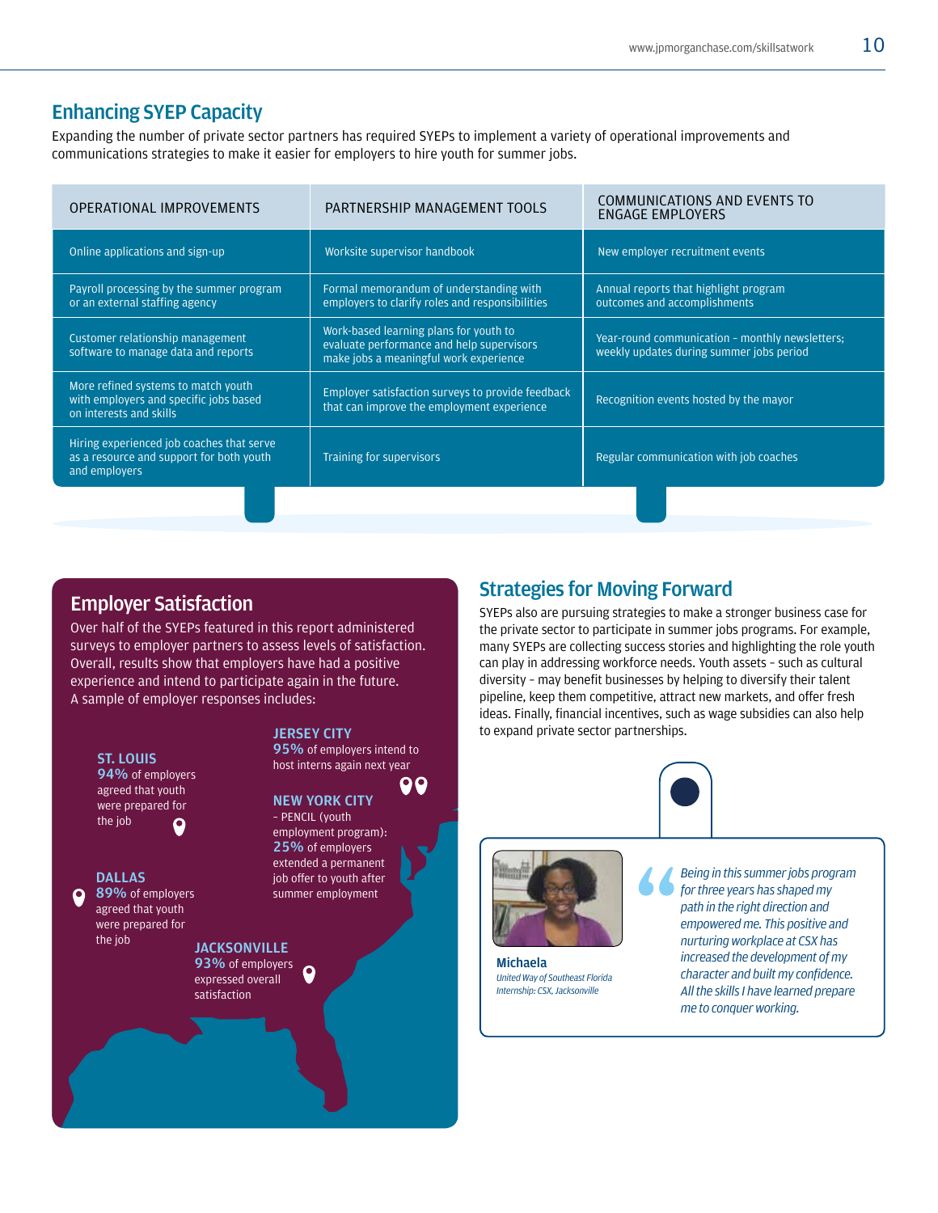## Enhancing SYEP Capacity

Expanding the number of private sector partners has required SYEPs to implement a variety of operational improvements and communications strategies to make it easier for employers to hire youth for summer jobs.

| OPERATIONAL IMPROVEMENTS | PARTNERSHIP MANAGEMENT TOOLS | COMMUNICATIONS AND EVENTS TO ENGAGE EMPLOYERS |
|---|---|---|
| Online applications and sign-up | Worksite supervisor handbook | New employer recruitment events |
| Payroll processing by the summer program or an external staffing agency | Formal memorandum of understanding with employers to clarify roles and responsibilities | Annual reports that highlight program outcomes and accomplishments |
| Customer relationship management software to manage data and reports | Work-based learning plans for youth to evaluate performance and help supervisors make jobs a meaningful work experience | Year-round communication – monthly newsletters; weekly updates during summer jobs period |
| More refined systems to match youth with employers and specific jobs based on interests and skills | Employer satisfaction surveys to provide feedback that can improve the employment experience | Recognition events hosted by the mayor |
| Hiring experienced job coaches that serve as a resource and support for both youth and employers | Training for supervisors | Regular communication with job coaches |

## Employer Satisfaction

Over half of the SYEPs featured in this report administered surveys to employer partners to assess levels of satisfaction. Overall, results show that employers have had a positive experience and intend to participate again in the future. A sample of employer responses includes:

**JERSEY CITY**
**95%** of employers intend to host interns again next year

**ST. LOUIS**
**94%** of employers agreed that youth were prepared for the job

**NEW YORK CITY**
– PENCIL (youth employment program): **25%** of employers extended a permanent job offer to youth after summer employment

**DALLAS**
**89%** of employers agreed that youth were prepared for the job

**JACKSONVILLE**
**93%** of employers expressed overall satisfaction

## Strategies for Moving Forward

SYEPs also are pursuing strategies to make a stronger business case for the private sector to participate in summer jobs programs. For example, many SYEPs are collecting success stories and highlighting the role youth can play in addressing workforce needs. Youth assets – such as cultural diversity – may benefit businesses by helping to diversify their talent pipeline, keep them competitive, attract new markets, and offer fresh ideas. Finally, financial incentives, such as wage subsidies can also help to expand private sector partnerships.

*"Being in this summer jobs program for three years has shaped my path in the right direction and empowered me. This positive and nurturing workplace at CSX has increased the development of my character and built my confidence. All the skills I have learned prepare me to conquer working.*

**Michaela**
*United Way of Southeast Florida*
*Internship: CSX, Jacksonville*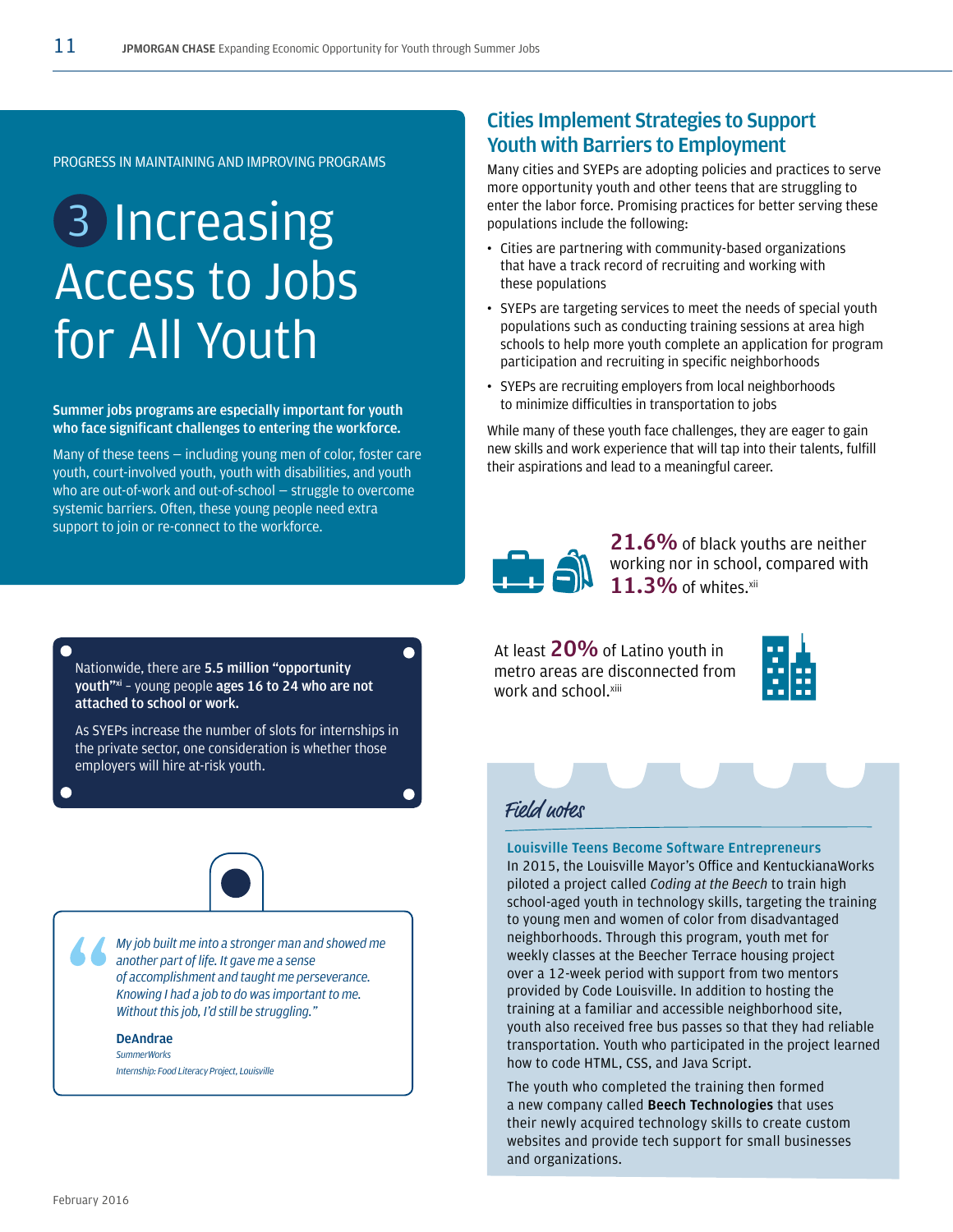PROGRESS IN MAINTAINING AND IMPROVING PROGRAMS

# 3 Increasing Access to Jobs for All Youth

**Summer jobs programs are especially important for youth who face significant challenges to entering the workforce.**

Many of these teens – including young men of color, foster care youth, court-involved youth, youth with disabilities, and youth who are out-of-work and out-of-school – struggle to overcome systemic barriers. Often, these young people need extra support to join or re-connect to the workforce.

Nationwide, there are **5.5 million "opportunity youth"**[xi] – young people **ages 16 to 24 who are not attached to school or work.**

As SYEPs increase the number of slots for internships in the private sector, one consideration is whether those employers will hire at-risk youth.

> *My job built me into a stronger man and showed me another part of life. It gave me a sense of accomplishment and taught me perseverance. Knowing I had a job to do was important to me. Without this job, I'd still be struggling."*
>
> **DeAndrae**
> *SummerWorks*
> *Internship: Food Literacy Project, Louisville*

## Cities Implement Strategies to Support Youth with Barriers to Employment

Many cities and SYEPs are adopting policies and practices to serve more opportunity youth and other teens that are struggling to enter the labor force. Promising practices for better serving these populations include the following:

- Cities are partnering with community-based organizations that have a track record of recruiting and working with these populations
- SYEPs are targeting services to meet the needs of special youth populations such as conducting training sessions at area high schools to help more youth complete an application for program participation and recruiting in specific neighborhoods
- SYEPs are recruiting employers from local neighborhoods to minimize difficulties in transportation to jobs

While many of these youth face challenges, they are eager to gain new skills and work experience that will tap into their talents, fulfill their aspirations and lead to a meaningful career.

**21.6%** of black youths are neither working nor in school, compared with **11.3%** of whites.[xii]

At least **20%** of Latino youth in metro areas are disconnected from work and school.[xiii]

### Field notes

**Louisville Teens Become Software Entrepreneurs**

In 2015, the Louisville Mayor's Office and KentuckianaWorks piloted a project called *Coding at the Beech* to train high school-aged youth in technology skills, targeting the training to young men and women of color from disadvantaged neighborhoods. Through this program, youth met for weekly classes at the Beecher Terrace housing project over a 12-week period with support from two mentors provided by Code Louisville. In addition to hosting the training at a familiar and accessible neighborhood site, youth also received free bus passes so that they had reliable transportation. Youth who participated in the project learned how to code HTML, CSS, and Java Script.

The youth who completed the training then formed a new company called **Beech Technologies** that uses their newly acquired technology skills to create custom websites and provide tech support for small businesses and organizations.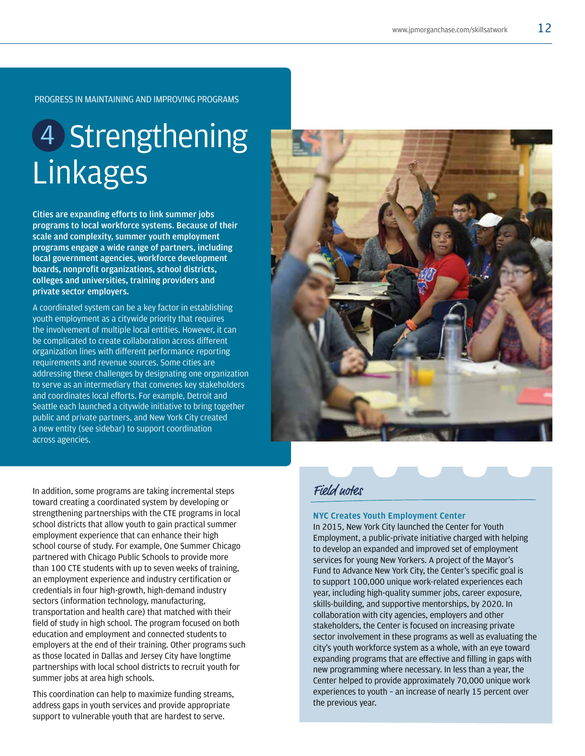PROGRESS IN MAINTAINING AND IMPROVING PROGRAMS

# 4 Strengthening Linkages

**Cities are expanding efforts to link summer jobs programs to local workforce systems. Because of their scale and complexity, summer youth employment programs engage a wide range of partners, including local government agencies, workforce development boards, nonprofit organizations, school districts, colleges and universities, training providers and private sector employers.**

A coordinated system can be a key factor in establishing youth employment as a citywide priority that requires the involvement of multiple local entities. However, it can be complicated to create collaboration across different organization lines with different performance reporting requirements and revenue sources. Some cities are addressing these challenges by designating one organization to serve as an intermediary that convenes key stakeholders and coordinates local efforts. For example, Detroit and Seattle each launched a citywide initiative to bring together public and private partners, and New York City created a new entity (see sidebar) to support coordination across agencies.

In addition, some programs are taking incremental steps toward creating a coordinated system by developing or strengthening partnerships with the CTE programs in local school districts that allow youth to gain practical summer employment experience that can enhance their high school course of study. For example, One Summer Chicago partnered with Chicago Public Schools to provide more than 100 CTE students with up to seven weeks of training, an employment experience and industry certification or credentials in four high-growth, high-demand industry sectors (information technology, manufacturing, transportation and health care) that matched with their field of study in high school. The program focused on both education and employment and connected students to employers at the end of their training. Other programs such as those located in Dallas and Jersey City have longtime partnerships with local school districts to recruit youth for summer jobs at area high schools.

This coordination can help to maximize funding streams, address gaps in youth services and provide appropriate support to vulnerable youth that are hardest to serve.

## Field notes

### NYC Creates Youth Employment Center

In 2015, New York City launched the Center for Youth Employment, a public-private initiative charged with helping to develop an expanded and improved set of employment services for young New Yorkers. A project of the Mayor's Fund to Advance New York City, the Center's specific goal is to support 100,000 unique work-related experiences each year, including high-quality summer jobs, career exposure, skills-building, and supportive mentorships, by 2020. In collaboration with city agencies, employers and other stakeholders, the Center is focused on increasing private sector involvement in these programs as well as evaluating the city's youth workforce system as a whole, with an eye toward expanding programs that are effective and filling in gaps with new programming where necessary. In less than a year, the Center helped to provide approximately 70,000 unique work experiences to youth – an increase of nearly 15 percent over the previous year.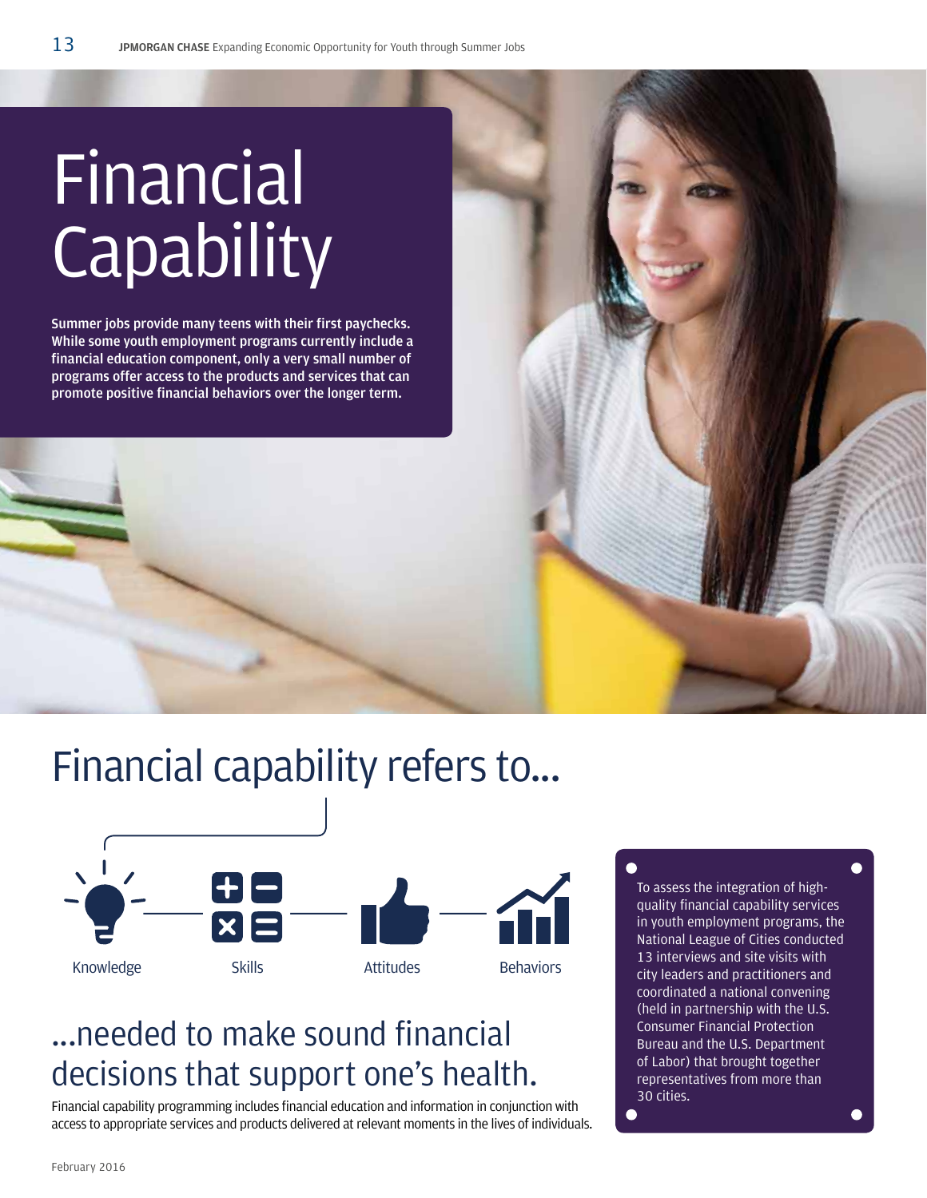# Financial Capability

**Summer jobs provide many teens with their first paychecks. While some youth employment programs currently include a financial education component, only a very small number of programs offer access to the products and services that can promote positive financial behaviors over the longer term.**

## Financial capability refers to...

Knowledge — Skills — Attitudes — Behaviors

## ...needed to make sound financial decisions that support one's health.

Financial capability programming includes financial education and information in conjunction with access to appropriate services and products delivered at relevant moments in the lives of individuals.

To assess the integration of high-quality financial capability services in youth employment programs, the National League of Cities conducted 13 interviews and site visits with city leaders and practitioners and coordinated a national convening (held in partnership with the U.S. Consumer Financial Protection Bureau and the U.S. Department of Labor) that brought together representatives from more than 30 cities.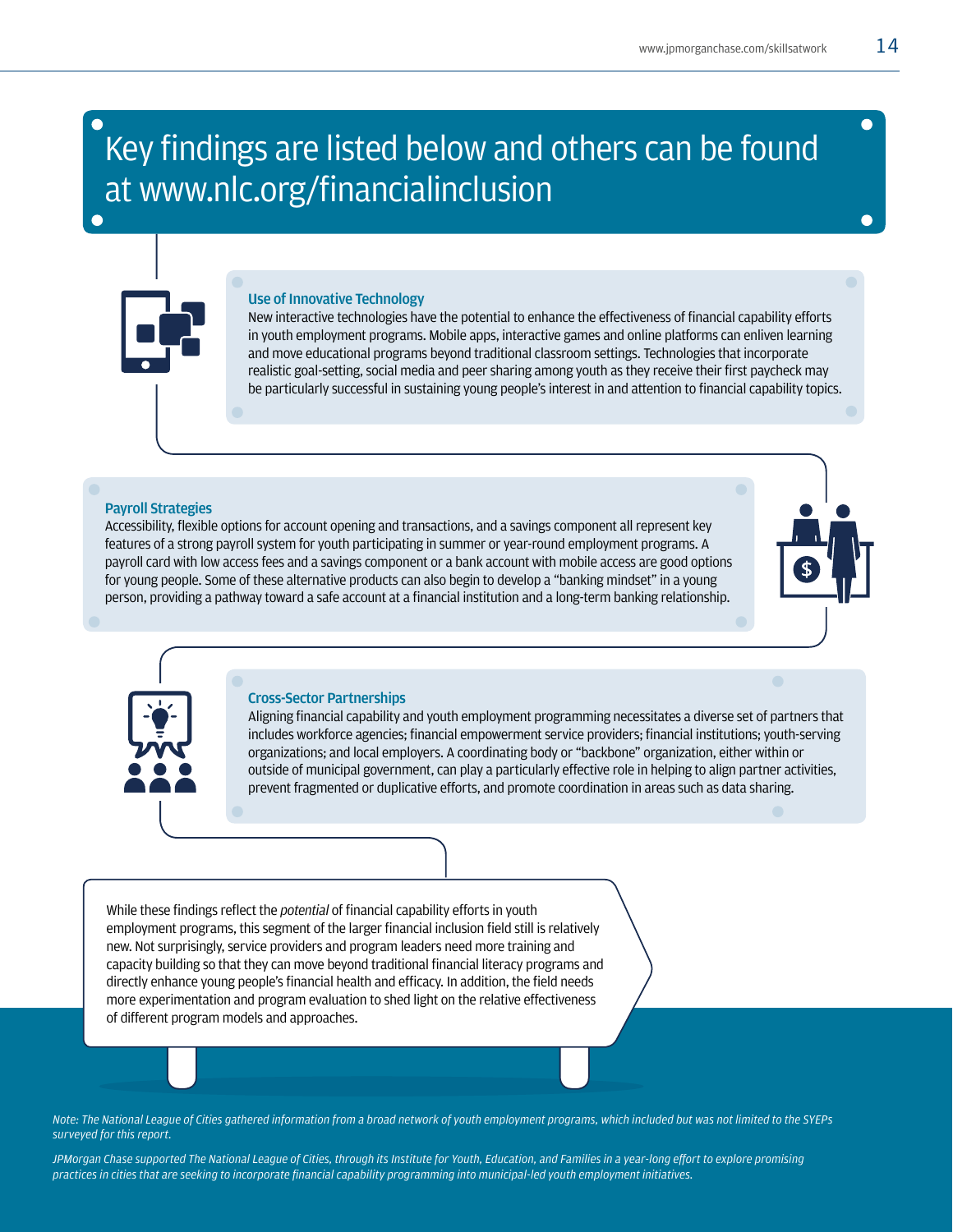## Key findings are listed below and others can be found at www.nlc.org/financialinclusion

### Use of Innovative Technology

New interactive technologies have the potential to enhance the effectiveness of financial capability efforts in youth employment programs. Mobile apps, interactive games and online platforms can enliven learning and move educational programs beyond traditional classroom settings. Technologies that incorporate realistic goal-setting, social media and peer sharing among youth as they receive their first paycheck may be particularly successful in sustaining young people's interest in and attention to financial capability topics.

### Payroll Strategies

Accessibility, flexible options for account opening and transactions, and a savings component all represent key features of a strong payroll system for youth participating in summer or year-round employment programs. A payroll card with low access fees and a savings component or a bank account with mobile access are good options for young people. Some of these alternative products can also begin to develop a "banking mindset" in a young person, providing a pathway toward a safe account at a financial institution and a long-term banking relationship.

### Cross-Sector Partnerships

Aligning financial capability and youth employment programming necessitates a diverse set of partners that includes workforce agencies; financial empowerment service providers; financial institutions; youth-serving organizations; and local employers. A coordinating body or "backbone" organization, either within or outside of municipal government, can play a particularly effective role in helping to align partner activities, prevent fragmented or duplicative efforts, and promote coordination in areas such as data sharing.

While these findings reflect the *potential* of financial capability efforts in youth employment programs, this segment of the larger financial inclusion field still is relatively new. Not surprisingly, service providers and program leaders need more training and capacity building so that they can move beyond traditional financial literacy programs and directly enhance young people's financial health and efficacy. In addition, the field needs more experimentation and program evaluation to shed light on the relative effectiveness of different program models and approaches.

*Note: The National League of Cities gathered information from a broad network of youth employment programs, which included but was not limited to the SYEPs surveyed for this report.*

*JPMorgan Chase supported The National League of Cities, through its Institute for Youth, Education, and Families in a year-long effort to explore promising practices in cities that are seeking to incorporate financial capability programming into municipal-led youth employment initiatives.*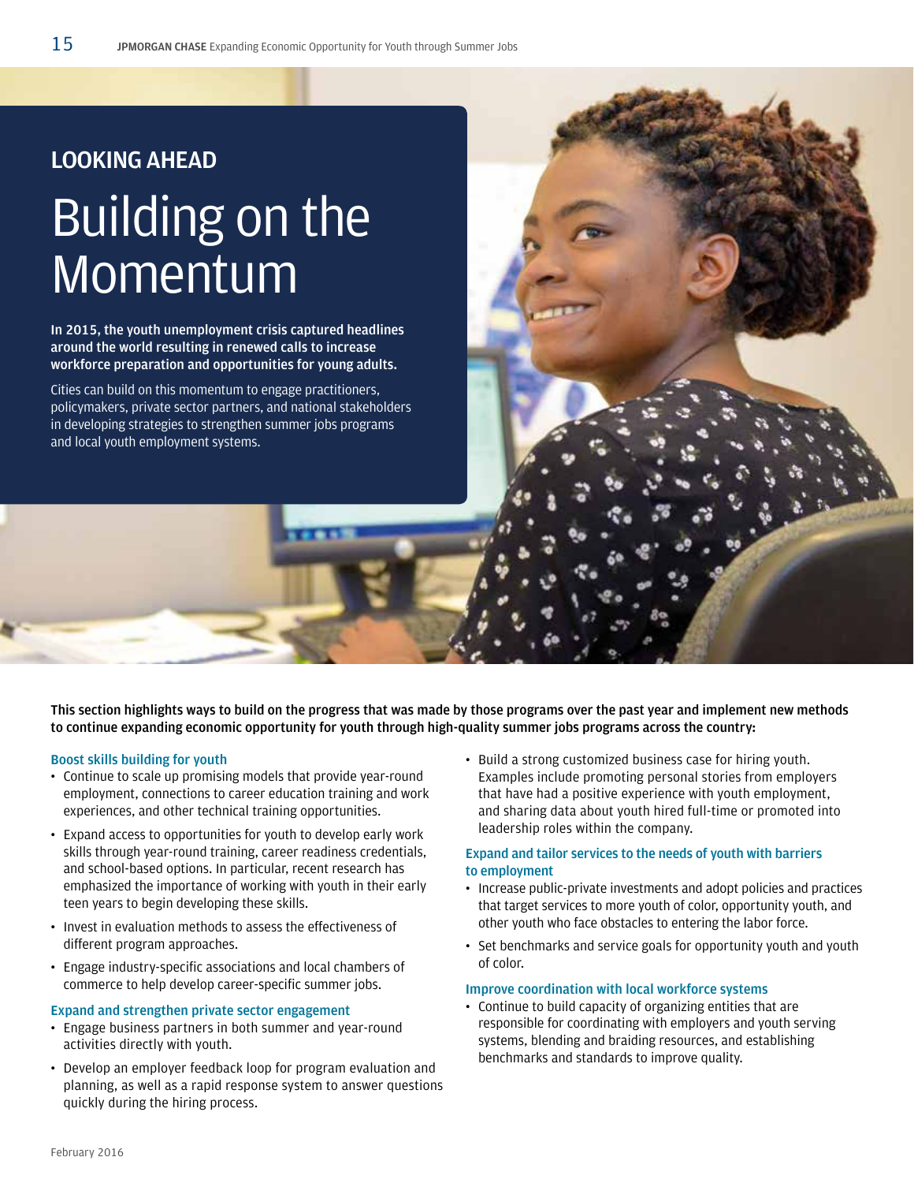## LOOKING AHEAD

# Building on the Momentum

**In 2015, the youth unemployment crisis captured headlines around the world resulting in renewed calls to increase workforce preparation and opportunities for young adults.**

Cities can build on this momentum to engage practitioners, policymakers, private sector partners, and national stakeholders in developing strategies to strengthen summer jobs programs and local youth employment systems.

**This section highlights ways to build on the progress that was made by those programs over the past year and implement new methods to continue expanding economic opportunity for youth through high-quality summer jobs programs across the country:**

### Boost skills building for youth

- Continue to scale up promising models that provide year-round employment, connections to career education training and work experiences, and other technical training opportunities.
- Expand access to opportunities for youth to develop early work skills through year-round training, career readiness credentials, and school-based options. In particular, recent research has emphasized the importance of working with youth in their early teen years to begin developing these skills.
- Invest in evaluation methods to assess the effectiveness of different program approaches.
- Engage industry-specific associations and local chambers of commerce to help develop career-specific summer jobs.

### Expand and strengthen private sector engagement

- Engage business partners in both summer and year-round activities directly with youth.
- Develop an employer feedback loop for program evaluation and planning, as well as a rapid response system to answer questions quickly during the hiring process.
- Build a strong customized business case for hiring youth. Examples include promoting personal stories from employers that have had a positive experience with youth employment, and sharing data about youth hired full-time or promoted into leadership roles within the company.

### Expand and tailor services to the needs of youth with barriers to employment

- Increase public-private investments and adopt policies and practices that target services to more youth of color, opportunity youth, and other youth who face obstacles to entering the labor force.
- Set benchmarks and service goals for opportunity youth and youth of color.

### Improve coordination with local workforce systems

- Continue to build capacity of organizing entities that are responsible for coordinating with employers and youth serving systems, blending and braiding resources, and establishing benchmarks and standards to improve quality.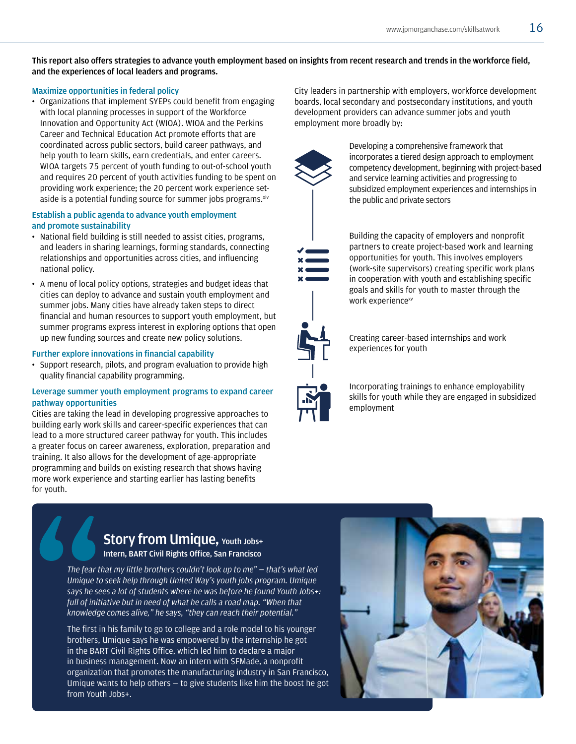**This report also offers strategies to advance youth employment based on insights from recent research and trends in the workforce field, and the experiences of local leaders and programs.**

### Maximize opportunities in federal policy

- Organizations that implement SYEPs could benefit from engaging with local planning processes in support of the Workforce Innovation and Opportunity Act (WIOA). WIOA and the Perkins Career and Technical Education Act promote efforts that are coordinated across public sectors, build career pathways, and help youth to learn skills, earn credentials, and enter careers. WIOA targets 75 percent of youth funding to out-of-school youth and requires 20 percent of youth activities funding to be spent on providing work experience; the 20 percent work experience set-aside is a potential funding source for summer jobs programs.[xiv]

### Establish a public agenda to advance youth employment and promote sustainability

- National field building is still needed to assist cities, programs, and leaders in sharing learnings, forming standards, connecting relationships and opportunities across cities, and influencing national policy.
- A menu of local policy options, strategies and budget ideas that cities can deploy to advance and sustain youth employment and summer jobs. Many cities have already taken steps to direct financial and human resources to support youth employment, but summer programs express interest in exploring options that open up new funding sources and create new policy solutions.

### Further explore innovations in financial capability

- Support research, pilots, and program evaluation to provide high quality financial capability programming.

### Leverage summer youth employment programs to expand career pathway opportunities

Cities are taking the lead in developing progressive approaches to building early work skills and career-specific experiences that can lead to a more structured career pathway for youth. This includes a greater focus on career awareness, exploration, preparation and training. It also allows for the development of age-appropriate programming and builds on existing research that shows having more work experience and starting earlier has lasting benefits for youth.

City leaders in partnership with employers, workforce development boards, local secondary and postsecondary institutions, and youth development providers can advance summer jobs and youth employment more broadly by:

- Developing a comprehensive framework that incorporates a tiered design approach to employment competency development, beginning with project-based and service learning activities and progressing to subsidized employment experiences and internships in the public and private sectors
- Building the capacity of employers and nonprofit partners to create project-based work and learning opportunities for youth. This involves employers (work-site supervisors) creating specific work plans in cooperation with youth and establishing specific goals and skills for youth to master through the work experience[xv]
- Creating career-based internships and work experiences for youth
- Incorporating trainings to enhance employability skills for youth while they are engaged in subsidized employment

## Story from Umique, Youth Jobs+

**Intern, BART Civil Rights Office, San Francisco**

*The fear that my little brothers couldn't look up to me" – that's what led Umique to seek help through United Way's youth jobs program. Umique says he sees a lot of students where he was before he found Youth Jobs+: full of initiative but in need of what he calls a road map. "When that knowledge comes alive," he says, "they can reach their potential."*

The first in his family to go to college and a role model to his younger brothers, Umique says he was empowered by the internship he got in the BART Civil Rights Office, which led him to declare a major in business management. Now an intern with SFMade, a nonprofit organization that promotes the manufacturing industry in San Francisco, Umique wants to help others – to give students like him the boost he got from Youth Jobs+.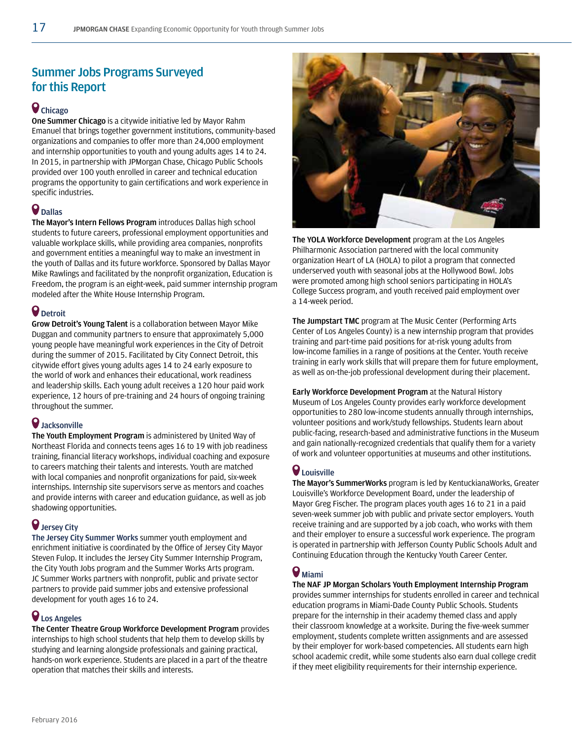## Summer Jobs Programs Surveyed for this Report

### Chicago

**One Summer Chicago** is a citywide initiative led by Mayor Rahm Emanuel that brings together government institutions, community-based organizations and companies to offer more than 24,000 employment and internship opportunities to youth and young adults ages 14 to 24. In 2015, in partnership with JPMorgan Chase, Chicago Public Schools provided over 100 youth enrolled in career and technical education programs the opportunity to gain certifications and work experience in specific industries.

### Dallas

**The Mayor's Intern Fellows Program** introduces Dallas high school students to future careers, professional employment opportunities and valuable workplace skills, while providing area companies, nonprofits and government entities a meaningful way to make an investment in the youth of Dallas and its future workforce. Sponsored by Dallas Mayor Mike Rawlings and facilitated by the nonprofit organization, Education is Freedom, the program is an eight-week, paid summer internship program modeled after the White House Internship Program.

### Detroit

**Grow Detroit's Young Talent** is a collaboration between Mayor Mike Duggan and community partners to ensure that approximately 5,000 young people have meaningful work experiences in the City of Detroit during the summer of 2015. Facilitated by City Connect Detroit, this citywide effort gives young adults ages 14 to 24 early exposure to the world of work and enhances their educational, work readiness and leadership skills. Each young adult receives a 120 hour paid work experience, 12 hours of pre-training and 24 hours of ongoing training throughout the summer.

### Jacksonville

**The Youth Employment Program** is administered by United Way of Northeast Florida and connects teens ages 16 to 19 with job readiness training, financial literacy workshops, individual coaching and exposure to careers matching their talents and interests. Youth are matched with local companies and nonprofit organizations for paid, six-week internships. Internship site supervisors serve as mentors and coaches and provide interns with career and education guidance, as well as job shadowing opportunities.

### Jersey City

**The Jersey City Summer Works** summer youth employment and enrichment initiative is coordinated by the Office of Jersey City Mayor Steven Fulop. It includes the Jersey City Summer Internship Program, the City Youth Jobs program and the Summer Works Arts program. JC Summer Works partners with nonprofit, public and private sector partners to provide paid summer jobs and extensive professional development for youth ages 16 to 24.

### Los Angeles

**The Center Theatre Group Workforce Development Program** provides internships to high school students that help them to develop skills by studying and learning alongside professionals and gaining practical, hands-on work experience. Students are placed in a part of the theatre operation that matches their skills and interests.

**The YOLA Workforce Development** program at the Los Angeles Philharmonic Association partnered with the local community organization Heart of LA (HOLA) to pilot a program that connected underserved youth with seasonal jobs at the Hollywood Bowl. Jobs were promoted among high school seniors participating in HOLA's College Success program, and youth received paid employment over a 14-week period.

**The Jumpstart TMC** program at The Music Center (Performing Arts Center of Los Angeles County) is a new internship program that provides training and part-time paid positions for at-risk young adults from low-income families in a range of positions at the Center. Youth receive training in early work skills that will prepare them for future employment, as well as on-the-job professional development during their placement.

**Early Workforce Development Program** at the Natural History Museum of Los Angeles County provides early workforce development opportunities to 280 low-income students annually through internships, volunteer positions and work/study fellowships. Students learn about public-facing, research-based and administrative functions in the Museum and gain nationally-recognized credentials that qualify them for a variety of work and volunteer opportunities at museums and other institutions.

### Louisville

**The Mayor's SummerWorks** program is led by KentuckianaWorks, Greater Louisville's Workforce Development Board, under the leadership of Mayor Greg Fischer. The program places youth ages 16 to 21 in a paid seven-week summer job with public and private sector employers. Youth receive training and are supported by a job coach, who works with them and their employer to ensure a successful work experience. The program is operated in partnership with Jefferson County Public Schools Adult and Continuing Education through the Kentucky Youth Career Center.

### Miami

**The NAF JP Morgan Scholars Youth Employment Internship Program** provides summer internships for students enrolled in career and technical education programs in Miami-Dade County Public Schools. Students prepare for the internship in their academy themed class and apply their classroom knowledge at a worksite. During the five-week summer employment, students complete written assignments and are assessed by their employer for work-based competencies. All students earn high school academic credit, while some students also earn dual college credit if they meet eligibility requirements for their internship experience.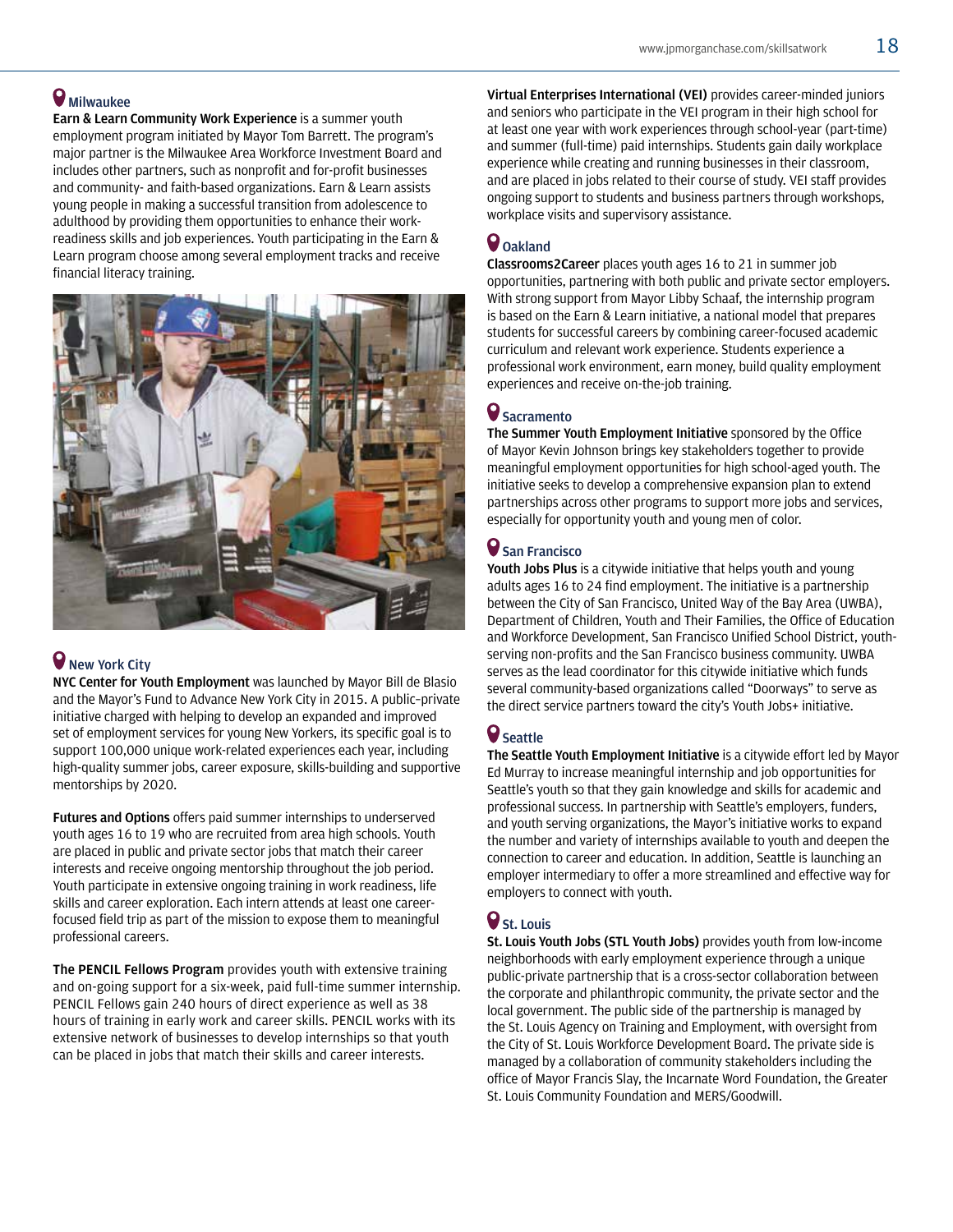### Milwaukee

**Earn & Learn Community Work Experience** is a summer youth employment program initiated by Mayor Tom Barrett. The program's major partner is the Milwaukee Area Workforce Investment Board and includes other partners, such as nonprofit and for-profit businesses and community- and faith-based organizations. Earn & Learn assists young people in making a successful transition from adolescence to adulthood by providing them opportunities to enhance their work-readiness skills and job experiences. Youth participating in the Earn & Learn program choose among several employment tracks and receive financial literacy training.

### New York City

**NYC Center for Youth Employment** was launched by Mayor Bill de Blasio and the Mayor's Fund to Advance New York City in 2015. A public-private initiative charged with helping to develop an expanded and improved set of employment services for young New Yorkers, its specific goal is to support 100,000 unique work-related experiences each year, including high-quality summer jobs, career exposure, skills-building and supportive mentorships by 2020.

**Futures and Options** offers paid summer internships to underserved youth ages 16 to 19 who are recruited from area high schools. Youth are placed in public and private sector jobs that match their career interests and receive ongoing mentorship throughout the job period. Youth participate in extensive ongoing training in work readiness, life skills and career exploration. Each intern attends at least one career-focused field trip as part of the mission to expose them to meaningful professional careers.

**The PENCIL Fellows Program** provides youth with extensive training and on-going support for a six-week, paid full-time summer internship. PENCIL Fellows gain 240 hours of direct experience as well as 38 hours of training in early work and career skills. PENCIL works with its extensive network of businesses to develop internships so that youth can be placed in jobs that match their skills and career interests.

**Virtual Enterprises International (VEI)** provides career-minded juniors and seniors who participate in the VEI program in their high school for at least one year with work experiences through school-year (part-time) and summer (full-time) paid internships. Students gain daily workplace experience while creating and running businesses in their classroom, and are placed in jobs related to their course of study. VEI staff provides ongoing support to students and business partners through workshops, workplace visits and supervisory assistance.

### Oakland

**Classrooms2Career** places youth ages 16 to 21 in summer job opportunities, partnering with both public and private sector employers. With strong support from Mayor Libby Schaaf, the internship program is based on the Earn & Learn initiative, a national model that prepares students for successful careers by combining career-focused academic curriculum and relevant work experience. Students experience a professional work environment, earn money, build quality employment experiences and receive on-the-job training.

### Sacramento

**The Summer Youth Employment Initiative** sponsored by the Office of Mayor Kevin Johnson brings key stakeholders together to provide meaningful employment opportunities for high school-aged youth. The initiative seeks to develop a comprehensive expansion plan to extend partnerships across other programs to support more jobs and services, especially for opportunity youth and young men of color.

### San Francisco

**Youth Jobs Plus** is a citywide initiative that helps youth and young adults ages 16 to 24 find employment. The initiative is a partnership between the City of San Francisco, United Way of the Bay Area (UWBA), Department of Children, Youth and Their Families, the Office of Education and Workforce Development, San Francisco Unified School District, youth-serving non-profits and the San Francisco business community. UWBA serves as the lead coordinator for this citywide initiative which funds several community-based organizations called "Doorways" to serve as the direct service partners toward the city's Youth Jobs+ initiative.

### Seattle

**The Seattle Youth Employment Initiative** is a citywide effort led by Mayor Ed Murray to increase meaningful internship and job opportunities for Seattle's youth so that they gain knowledge and skills for academic and professional success. In partnership with Seattle's employers, funders, and youth serving organizations, the Mayor's initiative works to expand the number and variety of internships available to youth and deepen the connection to career and education. In addition, Seattle is launching an employer intermediary to offer a more streamlined and effective way for employers to connect with youth.

### St. Louis

**St. Louis Youth Jobs (STL Youth Jobs)** provides youth from low-income neighborhoods with early employment experience through a unique public-private partnership that is a cross-sector collaboration between the corporate and philanthropic community, the private sector and the local government. The public side of the partnership is managed by the St. Louis Agency on Training and Employment, with oversight from the City of St. Louis Workforce Development Board. The private side is managed by a collaboration of community stakeholders including the office of Mayor Francis Slay, the Incarnate Word Foundation, the Greater St. Louis Community Foundation and MERS/Goodwill.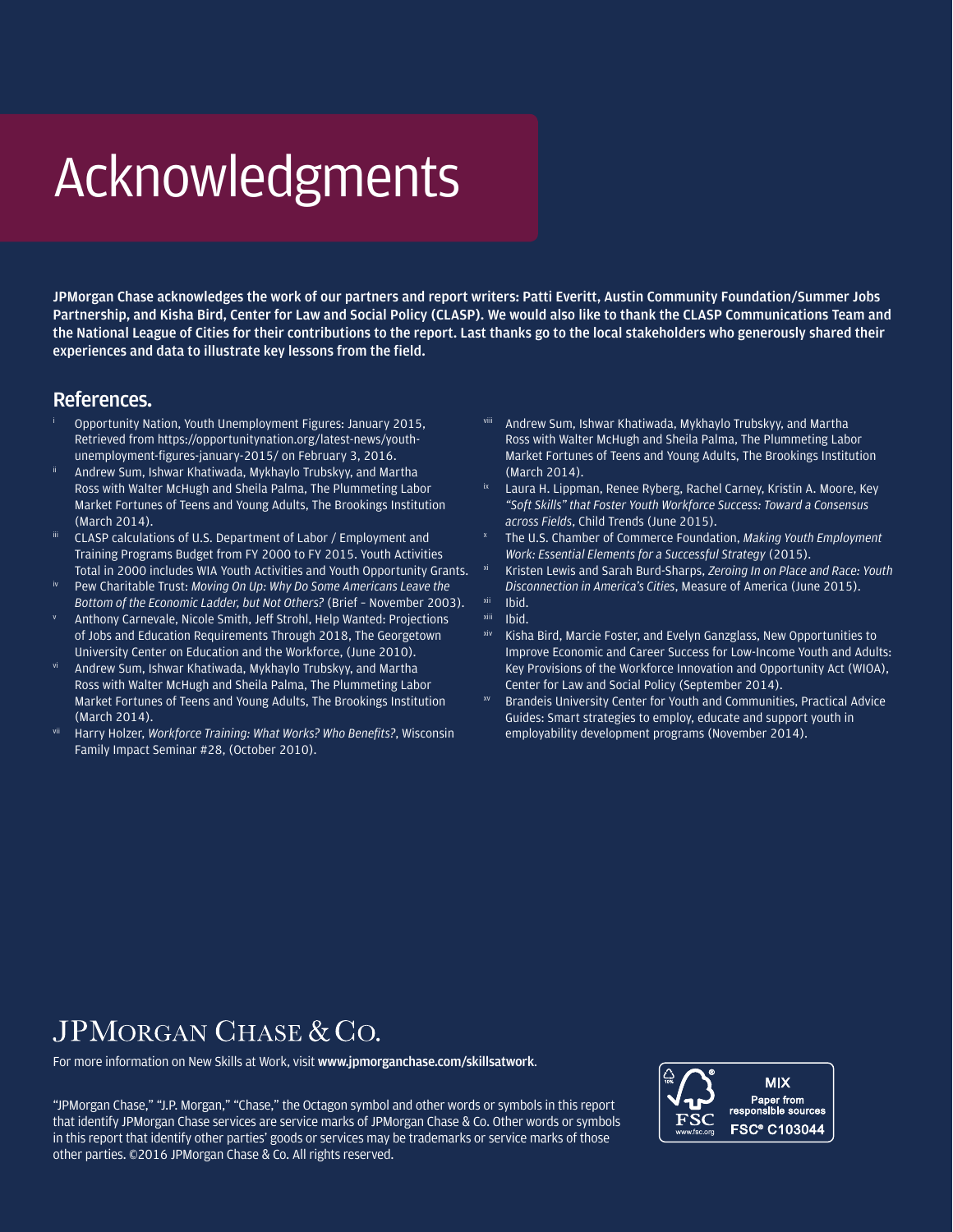# Acknowledgments

**JPMorgan Chase acknowledges the work of our partners and report writers: Patti Everitt, Austin Community Foundation/Summer Jobs Partnership, and Kisha Bird, Center for Law and Social Policy (CLASP). We would also like to thank the CLASP Communications Team and the National League of Cities for their contributions to the report. Last thanks go to the local stakeholders who generously shared their experiences and data to illustrate key lessons from the field.**

## References.

[i] Opportunity Nation, Youth Unemployment Figures: January 2015, Retrieved from https://opportunitynation.org/latest-news/youth-unemployment-figures-january-2015/ on February 3, 2016.

[ii] Andrew Sum, Ishwar Khatiwada, Mykhaylo Trubskyy, and Martha Ross with Walter McHugh and Sheila Palma, The Plummeting Labor Market Fortunes of Teens and Young Adults, The Brookings Institution (March 2014).

[iii] CLASP calculations of U.S. Department of Labor / Employment and Training Programs Budget from FY 2000 to FY 2015. Youth Activities Total in 2000 includes WIA Youth Activities and Youth Opportunity Grants.

[iv] Pew Charitable Trust: *Moving On Up: Why Do Some Americans Leave the Bottom of the Economic Ladder, but Not Others?* (Brief – November 2003).

[v] Anthony Carnevale, Nicole Smith, Jeff Strohl, Help Wanted: Projections of Jobs and Education Requirements Through 2018, The Georgetown University Center on Education and the Workforce, (June 2010).

[vi] Andrew Sum, Ishwar Khatiwada, Mykhaylo Trubskyy, and Martha Ross with Walter McHugh and Sheila Palma, The Plummeting Labor Market Fortunes of Teens and Young Adults, The Brookings Institution (March 2014).

[vii] Harry Holzer, *Workforce Training: What Works? Who Benefits?*, Wisconsin Family Impact Seminar #28, (October 2010).

[viii] Andrew Sum, Ishwar Khatiwada, Mykhaylo Trubskyy, and Martha Ross with Walter McHugh and Sheila Palma, The Plummeting Labor Market Fortunes of Teens and Young Adults, The Brookings Institution (March 2014).

[ix] Laura H. Lippman, Renee Ryberg, Rachel Carney, Kristin A. Moore, Key *"Soft Skills" that Foster Youth Workforce Success: Toward a Consensus across Fields*, Child Trends (June 2015).

[x] The U.S. Chamber of Commerce Foundation, *Making Youth Employment Work: Essential Elements for a Successful Strategy* (2015).

[xi] Kristen Lewis and Sarah Burd-Sharps, *Zeroing In on Place and Race: Youth Disconnection in America's Cities*, Measure of America (June 2015).

[xii] Ibid.

[xiii] Ibid.

[xiv] Kisha Bird, Marcie Foster, and Evelyn Ganzglass, New Opportunities to Improve Economic and Career Success for Low-Income Youth and Adults: Key Provisions of the Workforce Innovation and Opportunity Act (WIOA), Center for Law and Social Policy (September 2014).

[xv] Brandeis University Center for Youth and Communities, Practical Advice Guides: Smart strategies to employ, educate and support youth in employability development programs (November 2014).

JPMorgan Chase & Co.

For more information on New Skills at Work, visit **www.jpmorganchase.com/skillsatwork**.

"JPMorgan Chase," "J.P. Morgan," "Chase," the Octagon symbol and other words or symbols in this report that identify JPMorgan Chase services are service marks of JPMorgan Chase & Co. Other words or symbols in this report that identify other parties' goods or services may be trademarks or service marks of those other parties. ©2016 JPMorgan Chase & Co. All rights reserved.

MIX
Paper from responsible sources
FSC® C103044